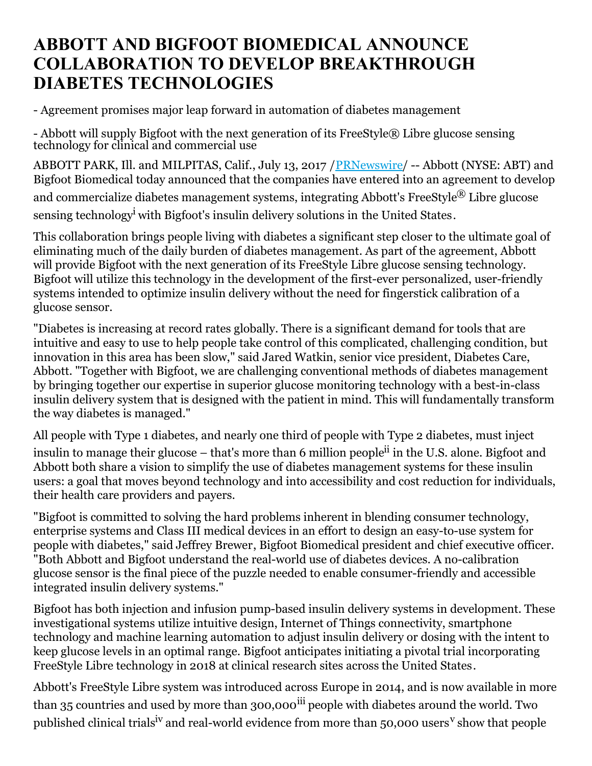# ABBOTT AND BIGFOOT BIOMEDICAL ANNOUNCE COLLABORATION TO DEVELOP BREAKTHROUGH DIABETES TECHNOLOGIES

- Agreement promises major leap forward in automation of diabetes management

- Abbott will supply Bigfoot with the next generation of its FreeStyle® Libre glucose sensing technology for clinical and commercial use

ABBOTT PARK, Ill. and MILPITAS, Calif., July 13, 2017 /PRNewswire/ -- Abbott (NYSE: ABT) and Bigfoot Biomedical today announced that the companies have entered into an agreement to develop and commercialize diabetes management systems, integrating Abbott's FreeStyle® Libre glucose sensing technology[i] with Bigfoot's insulin delivery solutions in the United States.

This collaboration brings people living with diabetes a significant step closer to the ultimate goal of eliminating much of the daily burden of diabetes management. As part of the agreement, Abbott will provide Bigfoot with the next generation of its FreeStyle Libre glucose sensing technology. Bigfoot will utilize this technology in the development of the first-ever personalized, user-friendly systems intended to optimize insulin delivery without the need for fingerstick calibration of a glucose sensor.

"Diabetes is increasing at record rates globally. There is a significant demand for tools that are intuitive and easy to use to help people take control of this complicated, challenging condition, but innovation in this area has been slow," said Jared Watkin, senior vice president, Diabetes Care, Abbott. "Together with Bigfoot, we are challenging conventional methods of diabetes management by bringing together our expertise in superior glucose monitoring technology with a best-in-class insulin delivery system that is designed with the patient in mind. This will fundamentally transform the way diabetes is managed."

All people with Type 1 diabetes, and nearly one third of people with Type 2 diabetes, must inject insulin to manage their glucose – that's more than 6 million people[ii] in the U.S. alone. Bigfoot and Abbott both share a vision to simplify the use of diabetes management systems for these insulin users: a goal that moves beyond technology and into accessibility and cost reduction for individuals, their health care providers and payers.

"Bigfoot is committed to solving the hard problems inherent in blending consumer technology, enterprise systems and Class III medical devices in an effort to design an easy-to-use system for people with diabetes," said Jeffrey Brewer, Bigfoot Biomedical president and chief executive officer. "Both Abbott and Bigfoot understand the real-world use of diabetes devices. A no-calibration glucose sensor is the final piece of the puzzle needed to enable consumer-friendly and accessible integrated insulin delivery systems."

Bigfoot has both injection and infusion pump-based insulin delivery systems in development. These investigational systems utilize intuitive design, Internet of Things connectivity, smartphone technology and machine learning automation to adjust insulin delivery or dosing with the intent to keep glucose levels in an optimal range. Bigfoot anticipates initiating a pivotal trial incorporating FreeStyle Libre technology in 2018 at clinical research sites across the United States.

Abbott's FreeStyle Libre system was introduced across Europe in 2014, and is now available in more than 35 countries and used by more than 300,000[iii] people with diabetes around the world. Two published clinical trials[iv] and real-world evidence from more than 50,000 users[v] show that people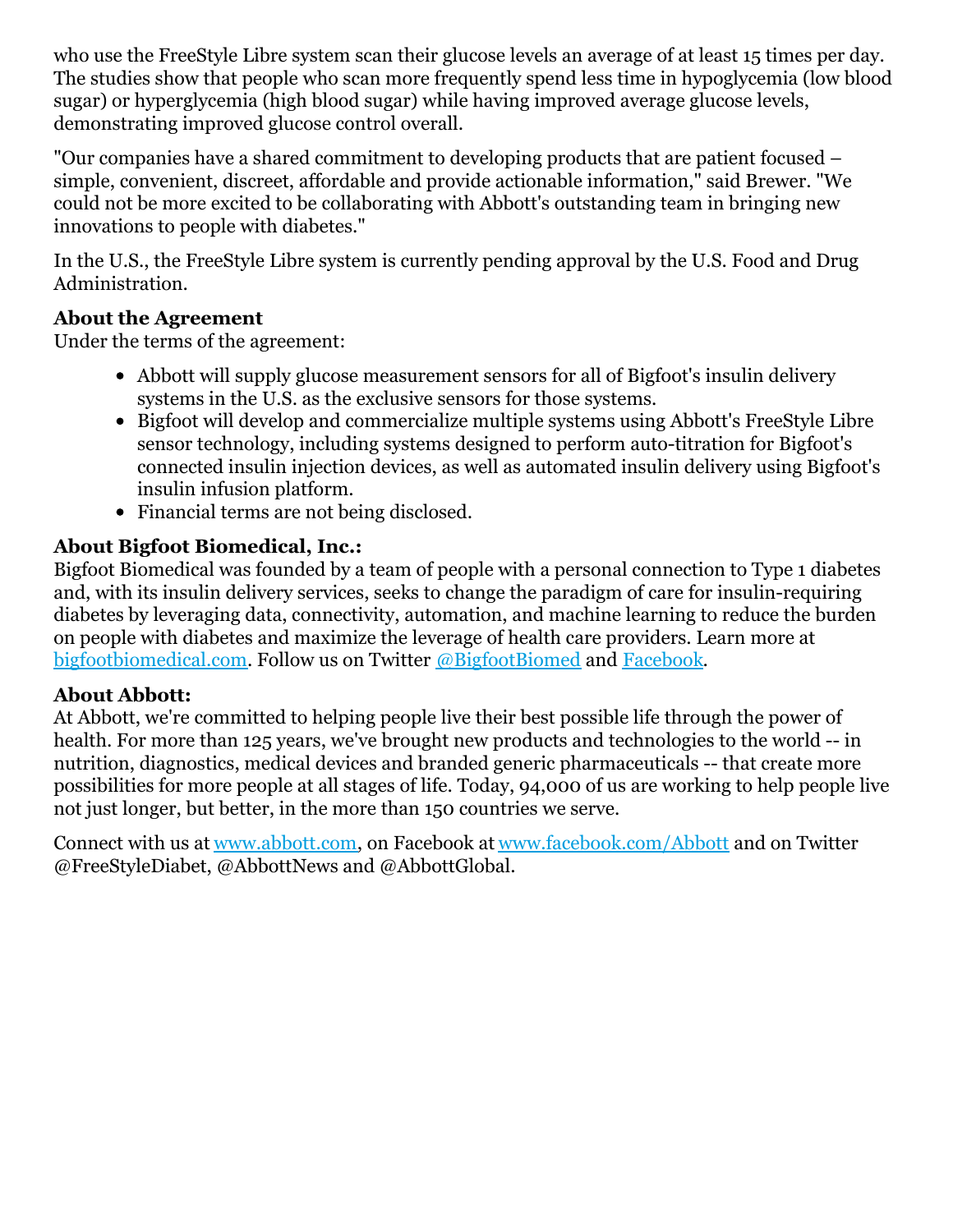who use the FreeStyle Libre system scan their glucose levels an average of at least 15 times per day. The studies show that people who scan more frequently spend less time in hypoglycemia (low blood sugar) or hyperglycemia (high blood sugar) while having improved average glucose levels, demonstrating improved glucose control overall.

"Our companies have a shared commitment to developing products that are patient focused – simple, convenient, discreet, affordable and provide actionable information," said Brewer. "We could not be more excited to be collaborating with Abbott's outstanding team in bringing new innovations to people with diabetes."

In the U.S., the FreeStyle Libre system is currently pending approval by the U.S. Food and Drug Administration.

**About the Agreement**
Under the terms of the agreement:

- Abbott will supply glucose measurement sensors for all of Bigfoot's insulin delivery systems in the U.S. as the exclusive sensors for those systems.
- Bigfoot will develop and commercialize multiple systems using Abbott's FreeStyle Libre sensor technology, including systems designed to perform auto-titration for Bigfoot's connected insulin injection devices, as well as automated insulin delivery using Bigfoot's insulin infusion platform.
- Financial terms are not being disclosed.

**About Bigfoot Biomedical, Inc.:**
Bigfoot Biomedical was founded by a team of people with a personal connection to Type 1 diabetes and, with its insulin delivery services, seeks to change the paradigm of care for insulin-requiring diabetes by leveraging data, connectivity, automation, and machine learning to reduce the burden on people with diabetes and maximize the leverage of health care providers. Learn more at bigfootbiomedical.com. Follow us on Twitter @BigfootBiomed and Facebook.

**About Abbott:**
At Abbott, we're committed to helping people live their best possible life through the power of health. For more than 125 years, we've brought new products and technologies to the world -- in nutrition, diagnostics, medical devices and branded generic pharmaceuticals -- that create more possibilities for more people at all stages of life. Today, 94,000 of us are working to help people live not just longer, but better, in the more than 150 countries we serve.

Connect with us at www.abbott.com, on Facebook at www.facebook.com/Abbott and on Twitter @FreeStyleDiabet, @AbbottNews and @AbbottGlobal.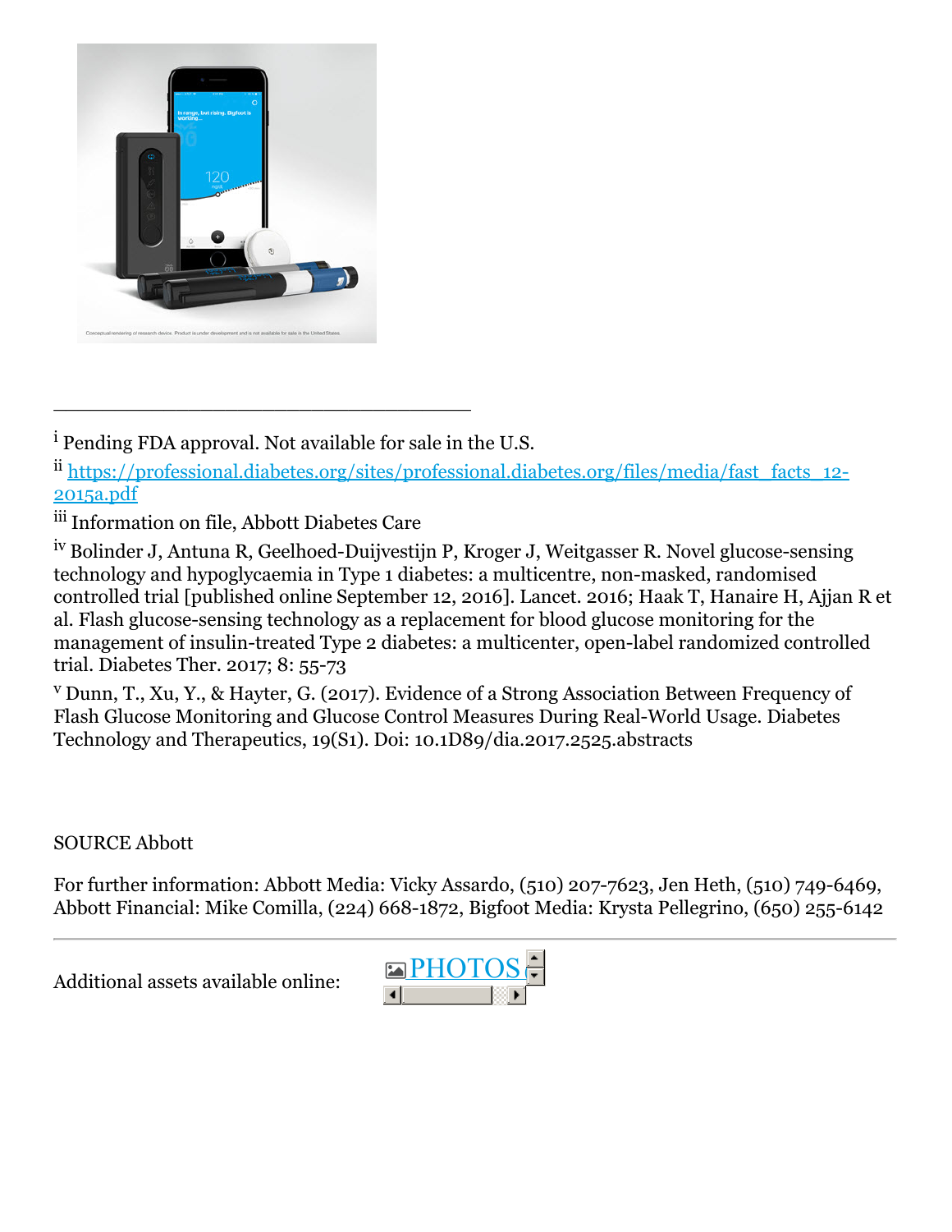---

[i] Pending FDA approval. Not available for sale in the U.S.

[ii] https://professional.diabetes.org/sites/professional.diabetes.org/files/media/fast_facts_12-2015a.pdf

[iii] Information on file, Abbott Diabetes Care

[iv] Bolinder J, Antuna R, Geelhoed-Duijvestijn P, Kroger J, Weitgasser R. Novel glucose-sensing technology and hypoglycaemia in Type 1 diabetes: a multicentre, non-masked, randomised controlled trial [published online September 12, 2016]. Lancet. 2016; Haak T, Hanaire H, Ajjan R et al. Flash glucose-sensing technology as a replacement for blood glucose monitoring for the management of insulin-treated Type 2 diabetes: a multicenter, open-label randomized controlled trial. Diabetes Ther. 2017; 8: 55-73

[v] Dunn, T., Xu, Y., & Hayter, G. (2017). Evidence of a Strong Association Between Frequency of Flash Glucose Monitoring and Glucose Control Measures During Real-World Usage. Diabetes Technology and Therapeutics, 19(S1). Doi: 10.1D89/dia.2017.2525.abstracts

SOURCE Abbott

For further information: Abbott Media: Vicky Assardo, (510) 207-7623, Jen Heth, (510) 749-6469, Abbott Financial: Mike Comilla, (224) 668-1872, Bigfoot Media: Krysta Pellegrino, (650) 255-6142

---

Additional assets available online: PHOTOS